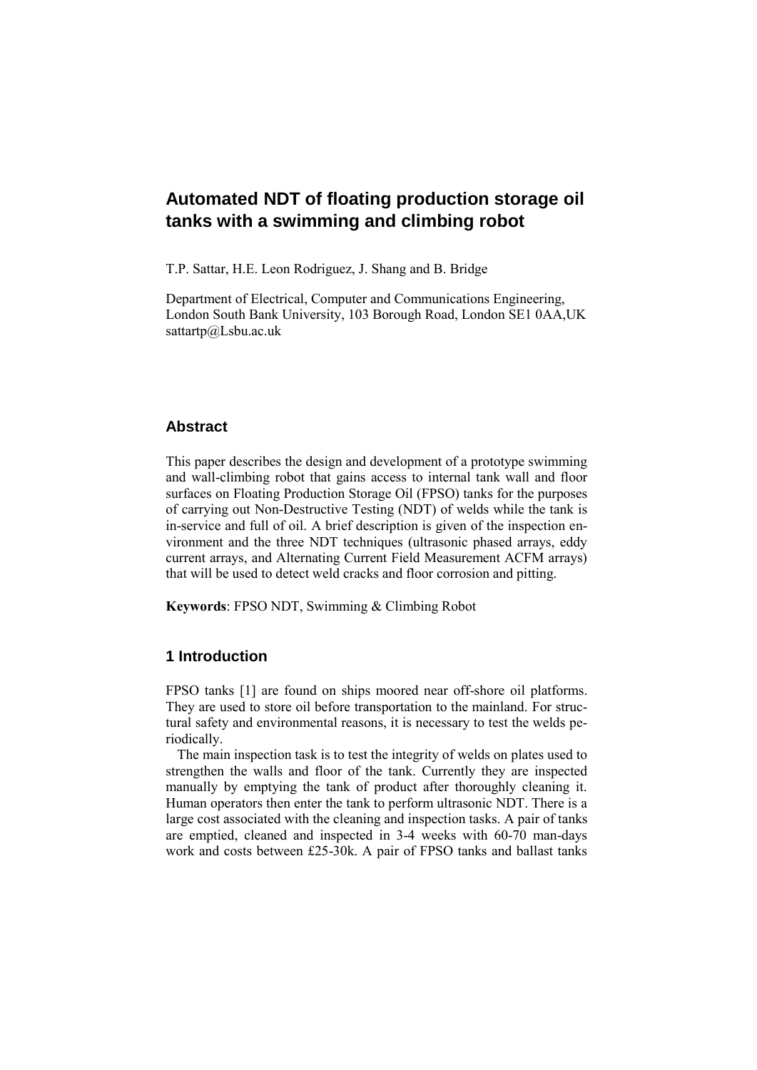# Automated NDT of floating production storage oil tanks with a swimming and climbing robot

T.P. Sattar, H.E. Leon Rodriguez, J. Shang and B. Bridge

Department of Electrical, Computer and Communications Engineering, London South Bank University, 103 Borough Road, London SE1 0AA,UK sattartp@Lsbu.ac.uk

## Abstract

This paper describes the design and development of a prototype swimming and wall-climbing robot that gains access to internal tank wall and floor surfaces on Floating Production Storage Oil (FPSO) tanks for the purposes of carrying out Non-Destructive Testing (NDT) of welds while the tank is in-service and full of oil. A brief description is given of the inspection environment and the three NDT techniques (ultrasonic phased arrays, eddy current arrays, and Alternating Current Field Measurement ACFM arrays) that will be used to detect weld cracks and floor corrosion and pitting.

**Keywords**: FPSO NDT, Swimming & Climbing Robot

## 1 Introduction

FPSO tanks [1] are found on ships moored near off-shore oil platforms. They are used to store oil before transportation to the mainland. For structural safety and environmental reasons, it is necessary to test the welds periodically.

The main inspection task is to test the integrity of welds on plates used to strengthen the walls and floor of the tank. Currently they are inspected manually by emptying the tank of product after thoroughly cleaning it. Human operators then enter the tank to perform ultrasonic NDT. There is a large cost associated with the cleaning and inspection tasks. A pair of tanks are emptied, cleaned and inspected in 3-4 weeks with 60-70 man-days work and costs between £25-30k. A pair of FPSO tanks and ballast tanks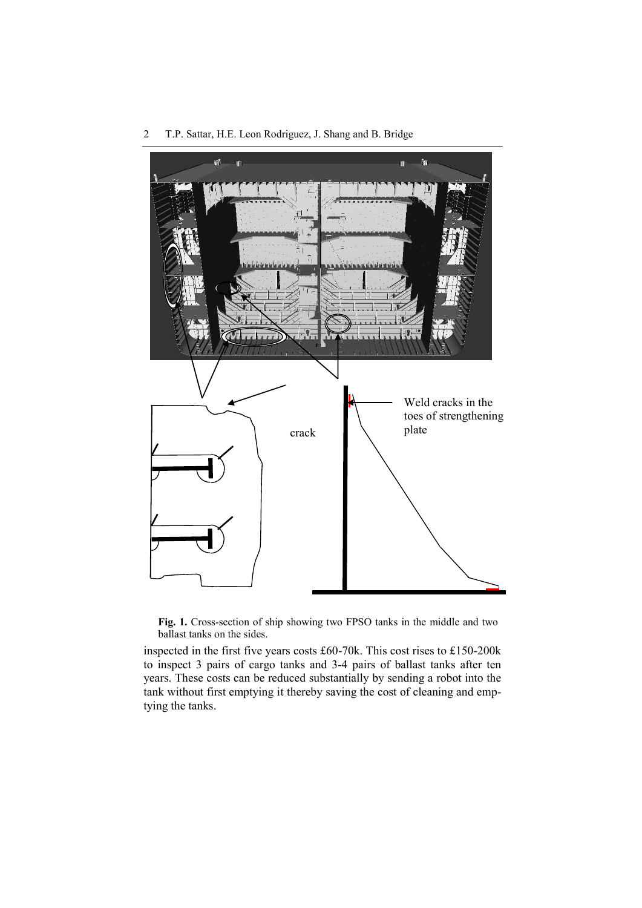crack

Weld cracks in the toes of strengthening plate

**Fig. 1.** Cross-section of ship showing two FPSO tanks in the middle and two ballast tanks on the sides.

inspected in the first five years costs £60-70k. This cost rises to £150-200k to inspect 3 pairs of cargo tanks and 3-4 pairs of ballast tanks after ten years. These costs can be reduced substantially by sending a robot into the tank without first emptying it thereby saving the cost of cleaning and emptying the tanks.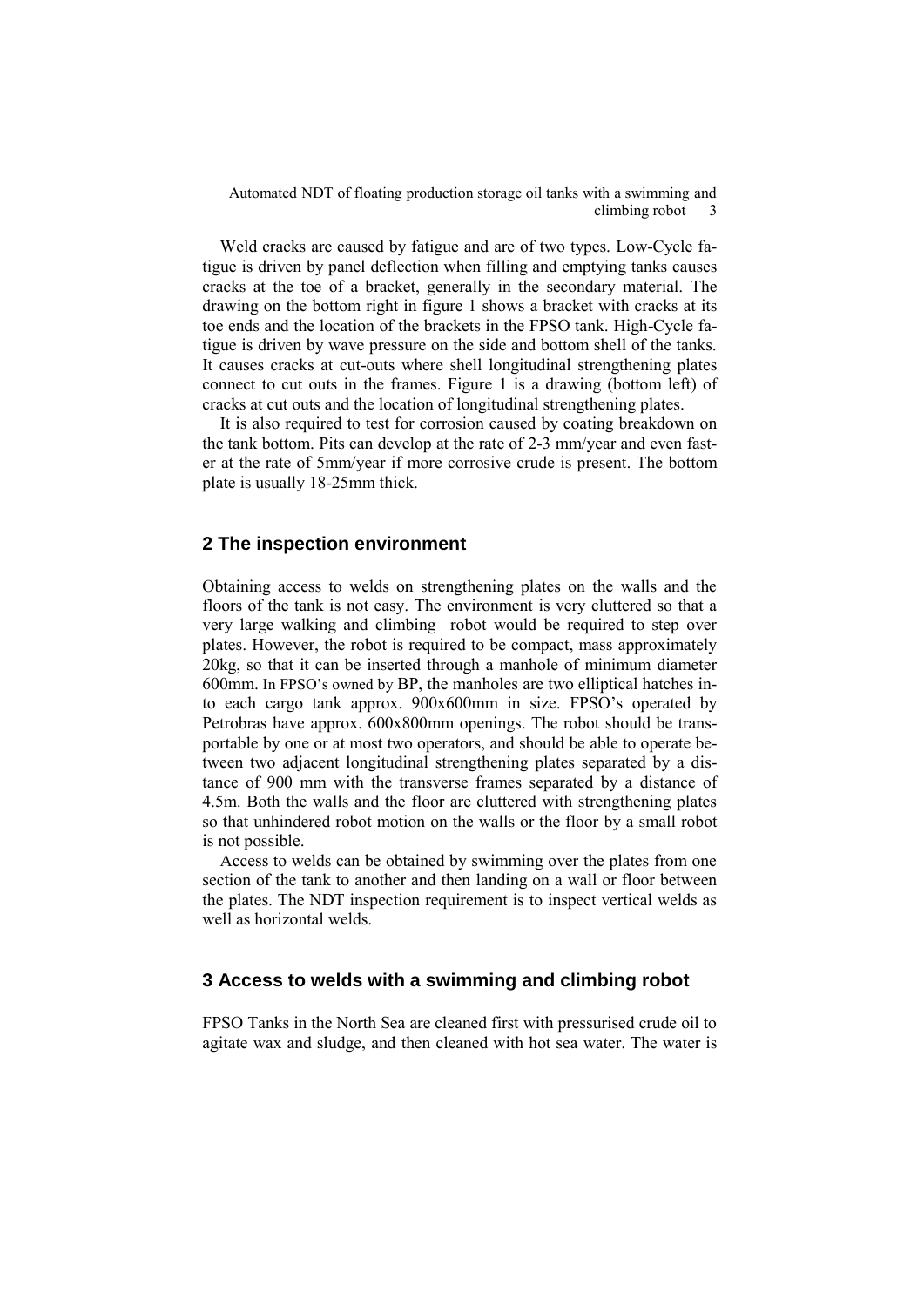Weld cracks are caused by fatigue and are of two types. Low-Cycle fatigue is driven by panel deflection when filling and emptying tanks causes cracks at the toe of a bracket, generally in the secondary material. The drawing on the bottom right in figure 1 shows a bracket with cracks at its toe ends and the location of the brackets in the FPSO tank. High-Cycle fatigue is driven by wave pressure on the side and bottom shell of the tanks. It causes cracks at cut-outs where shell longitudinal strengthening plates connect to cut outs in the frames. Figure 1 is a drawing (bottom left) of cracks at cut outs and the location of longitudinal strengthening plates.

It is also required to test for corrosion caused by coating breakdown on the tank bottom. Pits can develop at the rate of 2-3 mm/year and even faster at the rate of 5mm/year if more corrosive crude is present. The bottom plate is usually 18-25mm thick.

## 2 The inspection environment

Obtaining access to welds on strengthening plates on the walls and the floors of the tank is not easy. The environment is very cluttered so that a very large walking and climbing robot would be required to step over plates. However, the robot is required to be compact, mass approximately 20kg, so that it can be inserted through a manhole of minimum diameter 600mm. In FPSO's owned by BP, the manholes are two elliptical hatches into each cargo tank approx. 900x600mm in size. FPSO's operated by Petrobras have approx. 600x800mm openings. The robot should be transportable by one or at most two operators, and should be able to operate between two adjacent longitudinal strengthening plates separated by a distance of 900 mm with the transverse frames separated by a distance of 4.5m. Both the walls and the floor are cluttered with strengthening plates so that unhindered robot motion on the walls or the floor by a small robot is not possible.

Access to welds can be obtained by swimming over the plates from one section of the tank to another and then landing on a wall or floor between the plates. The NDT inspection requirement is to inspect vertical welds as well as horizontal welds.

## 3 Access to welds with a swimming and climbing robot

FPSO Tanks in the North Sea are cleaned first with pressurised crude oil to agitate wax and sludge, and then cleaned with hot sea water. The water is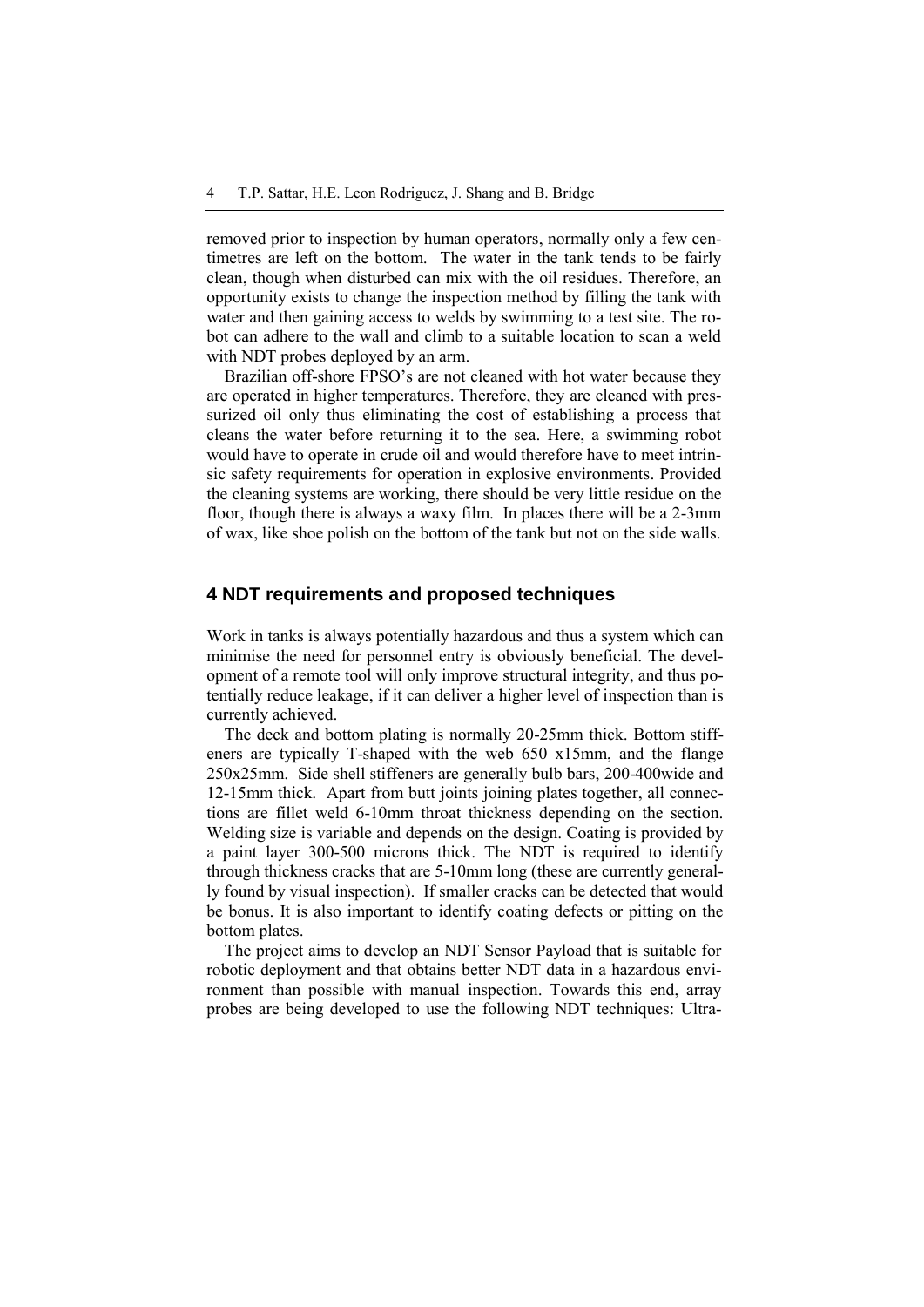removed prior to inspection by human operators, normally only a few centimetres are left on the bottom. The water in the tank tends to be fairly clean, though when disturbed can mix with the oil residues. Therefore, an opportunity exists to change the inspection method by filling the tank with water and then gaining access to welds by swimming to a test site. The robot can adhere to the wall and climb to a suitable location to scan a weld with NDT probes deployed by an arm.

Brazilian off-shore FPSO's are not cleaned with hot water because they are operated in higher temperatures. Therefore, they are cleaned with pressurized oil only thus eliminating the cost of establishing a process that cleans the water before returning it to the sea. Here, a swimming robot would have to operate in crude oil and would therefore have to meet intrinsic safety requirements for operation in explosive environments. Provided the cleaning systems are working, there should be very little residue on the floor, though there is always a waxy film. In places there will be a 2-3mm of wax, like shoe polish on the bottom of the tank but not on the side walls.

## 4 NDT requirements and proposed techniques

Work in tanks is always potentially hazardous and thus a system which can minimise the need for personnel entry is obviously beneficial. The development of a remote tool will only improve structural integrity, and thus potentially reduce leakage, if it can deliver a higher level of inspection than is currently achieved.

The deck and bottom plating is normally 20-25mm thick. Bottom stiffeners are typically T-shaped with the web 650 x15mm, and the flange 250x25mm. Side shell stiffeners are generally bulb bars, 200-400wide and 12-15mm thick. Apart from butt joints joining plates together, all connections are fillet weld 6-10mm throat thickness depending on the section. Welding size is variable and depends on the design. Coating is provided by a paint layer 300-500 microns thick. The NDT is required to identify through thickness cracks that are 5-10mm long (these are currently generally found by visual inspection). If smaller cracks can be detected that would be bonus. It is also important to identify coating defects or pitting on the bottom plates.

The project aims to develop an NDT Sensor Payload that is suitable for robotic deployment and that obtains better NDT data in a hazardous environment than possible with manual inspection. Towards this end, array probes are being developed to use the following NDT techniques: Ultra-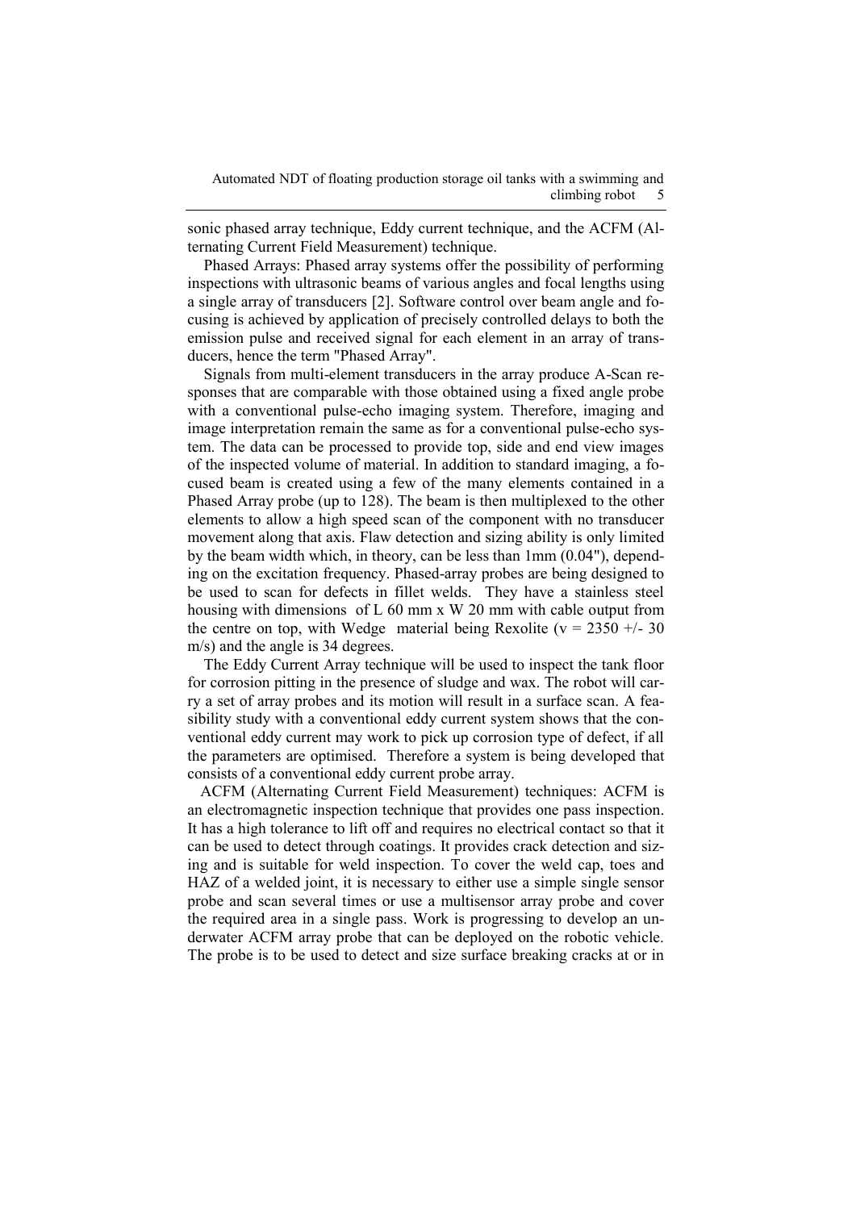sonic phased array technique, Eddy current technique, and the ACFM (Alternating Current Field Measurement) technique.

Phased Arrays: Phased array systems offer the possibility of performing inspections with ultrasonic beams of various angles and focal lengths using a single array of transducers [2]. Software control over beam angle and focusing is achieved by application of precisely controlled delays to both the emission pulse and received signal for each element in an array of transducers, hence the term "Phased Array".

Signals from multi-element transducers in the array produce A-Scan responses that are comparable with those obtained using a fixed angle probe with a conventional pulse-echo imaging system. Therefore, imaging and image interpretation remain the same as for a conventional pulse-echo system. The data can be processed to provide top, side and end view images of the inspected volume of material. In addition to standard imaging, a focused beam is created using a few of the many elements contained in a Phased Array probe (up to 128). The beam is then multiplexed to the other elements to allow a high speed scan of the component with no transducer movement along that axis. Flaw detection and sizing ability is only limited by the beam width which, in theory, can be less than 1mm (0.04"), depending on the excitation frequency. Phased-array probes are being designed to be used to scan for defects in fillet welds. They have a stainless steel housing with dimensions of L 60 mm x W 20 mm with cable output from the centre on top, with Wedge material being Rexolite ($v = 2350 \pm 30$ m/s) and the angle is 34 degrees.

The Eddy Current Array technique will be used to inspect the tank floor for corrosion pitting in the presence of sludge and wax. The robot will carry a set of array probes and its motion will result in a surface scan. A feasibility study with a conventional eddy current system shows that the conventional eddy current may work to pick up corrosion type of defect, if all the parameters are optimised. Therefore a system is being developed that consists of a conventional eddy current probe array.

ACFM (Alternating Current Field Measurement) techniques: ACFM is an electromagnetic inspection technique that provides one pass inspection. It has a high tolerance to lift off and requires no electrical contact so that it can be used to detect through coatings. It provides crack detection and sizing and is suitable for weld inspection. To cover the weld cap, toes and HAZ of a welded joint, it is necessary to either use a simple single sensor probe and scan several times or use a multisensor array probe and cover the required area in a single pass. Work is progressing to develop an underwater ACFM array probe that can be deployed on the robotic vehicle. The probe is to be used to detect and size surface breaking cracks at or in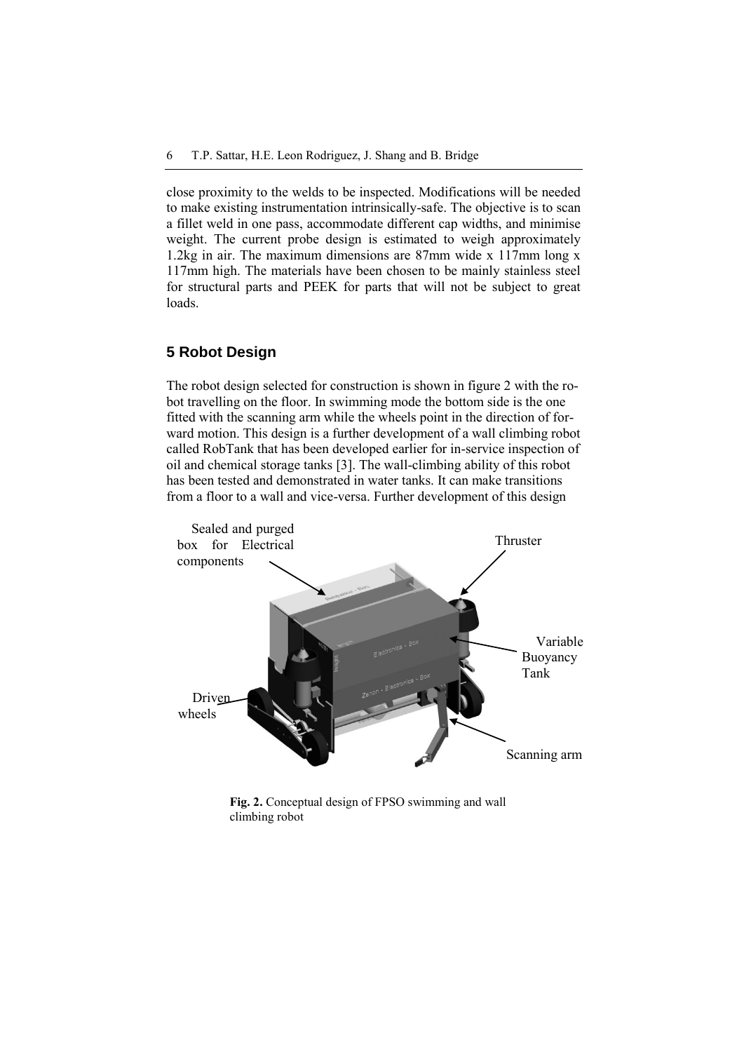close proximity to the welds to be inspected. Modifications will be needed to make existing instrumentation intrinsically-safe. The objective is to scan a fillet weld in one pass, accommodate different cap widths, and minimise weight. The current probe design is estimated to weigh approximately 1.2kg in air. The maximum dimensions are 87mm wide x 117mm long x 117mm high. The materials have been chosen to be mainly stainless steel for structural parts and PEEK for parts that will not be subject to great loads.

## 5 Robot Design

The robot design selected for construction is shown in figure 2 with the robot travelling on the floor. In swimming mode the bottom side is the one fitted with the scanning arm while the wheels point in the direction of forward motion. This design is a further development of a wall climbing robot called RobTank that has been developed earlier for in-service inspection of oil and chemical storage tanks [3]. The wall-climbing ability of this robot has been tested and demonstrated in water tanks. It can make transitions from a floor to a wall and vice-versa. Further development of this design

Sealed and purged box for Electrical components

Thruster

Variable Buoyancy Tank

Driven wheels

Scanning arm

**Fig. 2.** Conceptual design of FPSO swimming and wall climbing robot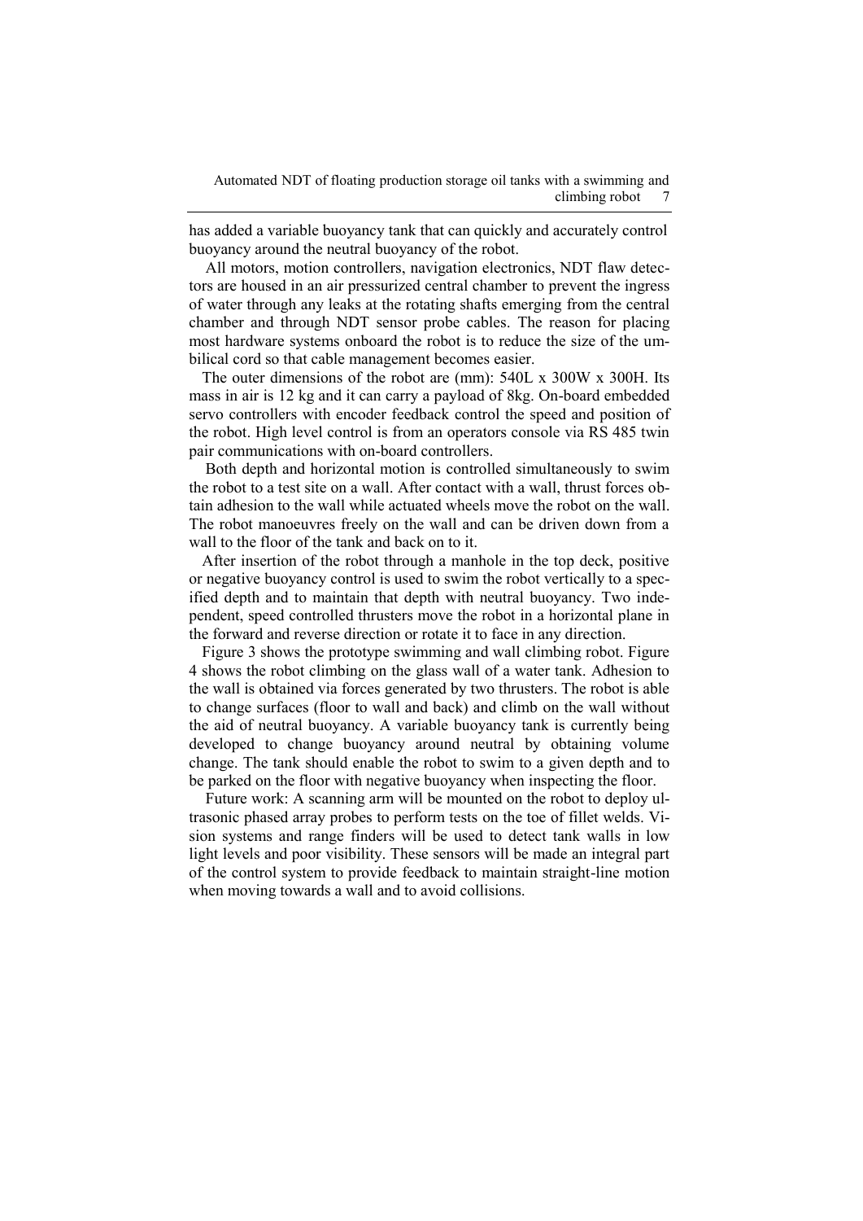has added a variable buoyancy tank that can quickly and accurately control buoyancy around the neutral buoyancy of the robot.

All motors, motion controllers, navigation electronics, NDT flaw detectors are housed in an air pressurized central chamber to prevent the ingress of water through any leaks at the rotating shafts emerging from the central chamber and through NDT sensor probe cables. The reason for placing most hardware systems onboard the robot is to reduce the size of the umbilical cord so that cable management becomes easier.

The outer dimensions of the robot are (mm): 540L x 300W x 300H. Its mass in air is 12 kg and it can carry a payload of 8kg. On-board embedded servo controllers with encoder feedback control the speed and position of the robot. High level control is from an operators console via RS 485 twin pair communications with on-board controllers.

Both depth and horizontal motion is controlled simultaneously to swim the robot to a test site on a wall. After contact with a wall, thrust forces obtain adhesion to the wall while actuated wheels move the robot on the wall. The robot manoeuvres freely on the wall and can be driven down from a wall to the floor of the tank and back on to it.

After insertion of the robot through a manhole in the top deck, positive or negative buoyancy control is used to swim the robot vertically to a specified depth and to maintain that depth with neutral buoyancy. Two independent, speed controlled thrusters move the robot in a horizontal plane in the forward and reverse direction or rotate it to face in any direction.

Figure 3 shows the prototype swimming and wall climbing robot. Figure 4 shows the robot climbing on the glass wall of a water tank. Adhesion to the wall is obtained via forces generated by two thrusters. The robot is able to change surfaces (floor to wall and back) and climb on the wall without the aid of neutral buoyancy. A variable buoyancy tank is currently being developed to change buoyancy around neutral by obtaining volume change. The tank should enable the robot to swim to a given depth and to be parked on the floor with negative buoyancy when inspecting the floor.

Future work: A scanning arm will be mounted on the robot to deploy ultrasonic phased array probes to perform tests on the toe of fillet welds. Vision systems and range finders will be used to detect tank walls in low light levels and poor visibility. These sensors will be made an integral part of the control system to provide feedback to maintain straight-line motion when moving towards a wall and to avoid collisions.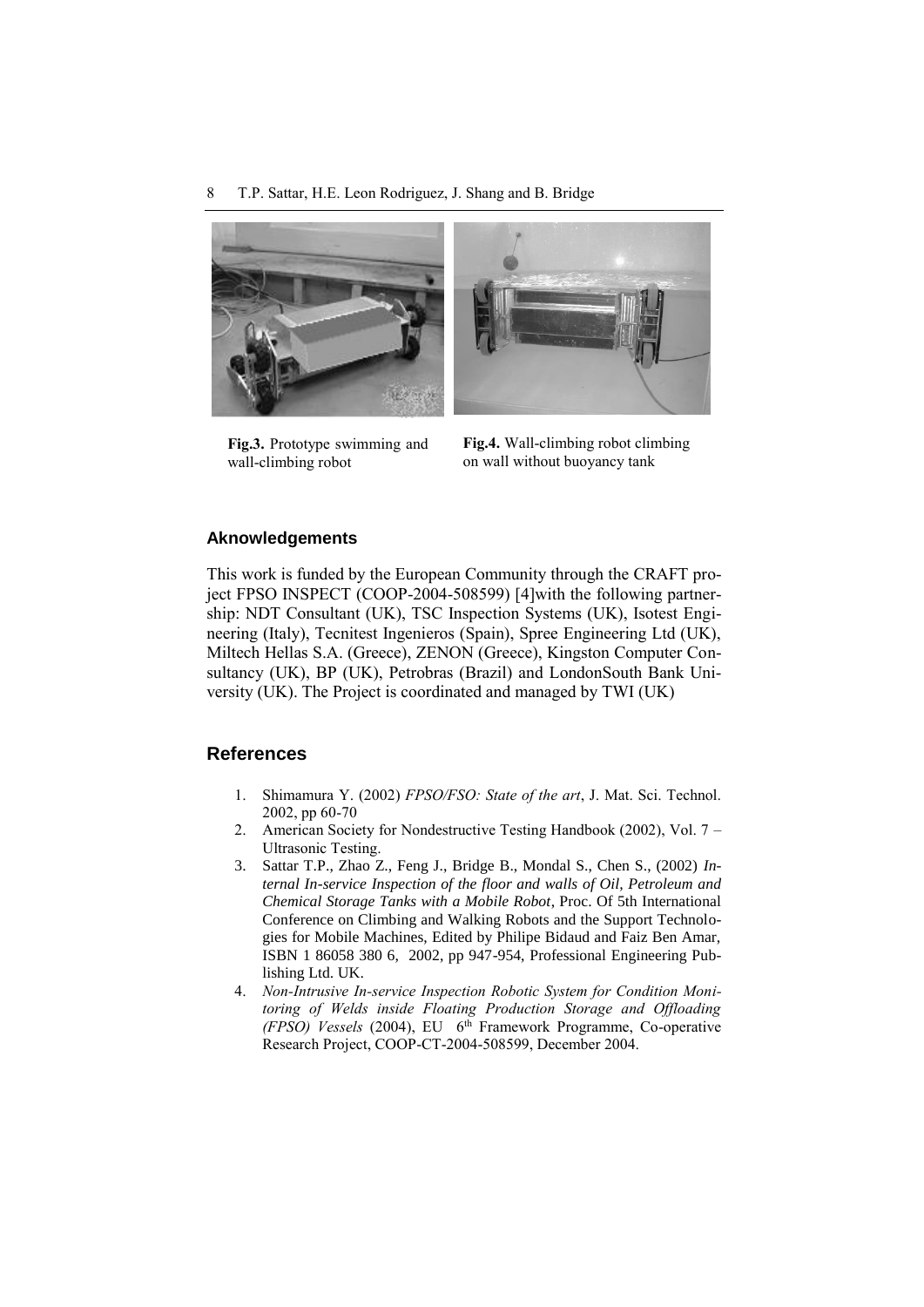**Fig.3.** Prototype swimming and wall-climbing robot

**Fig.4.** Wall-climbing robot climbing on wall without buoyancy tank

## Aknowledgements

This work is funded by the European Community through the CRAFT project FPSO INSPECT (COOP-2004-508599) [4]with the following partnership: NDT Consultant (UK), TSC Inspection Systems (UK), Isotest Engineering (Italy), Tecnitest Ingenieros (Spain), Spree Engineering Ltd (UK), Miltech Hellas S.A. (Greece), ZENON (Greece), Kingston Computer Consultancy (UK), BP (UK), Petrobras (Brazil) and LondonSouth Bank University (UK). The Project is coordinated and managed by TWI (UK)

## References

1. Shimamura Y. (2002) *FPSO/FSO: State of the art*, J. Mat. Sci. Technol. 2002, pp 60-70
2. American Society for Nondestructive Testing Handbook (2002), Vol. 7 – Ultrasonic Testing.
3. Sattar T.P., Zhao Z., Feng J., Bridge B., Mondal S., Chen S., (2002) *Internal In-service Inspection of the floor and walls of Oil, Petroleum and Chemical Storage Tanks with a Mobile Robot*, Proc. Of 5th International Conference on Climbing and Walking Robots and the Support Technologies for Mobile Machines, Edited by Philipe Bidaud and Faiz Ben Amar, ISBN 1 86058 380 6, 2002, pp 947-954, Professional Engineering Publishing Ltd. UK.
4. *Non-Intrusive In-service Inspection Robotic System for Condition Monitoring of Welds inside Floating Production Storage and Offloading (FPSO) Vessels* (2004), EU 6th Framework Programme, Co-operative Research Project, COOP-CT-2004-508599, December 2004.